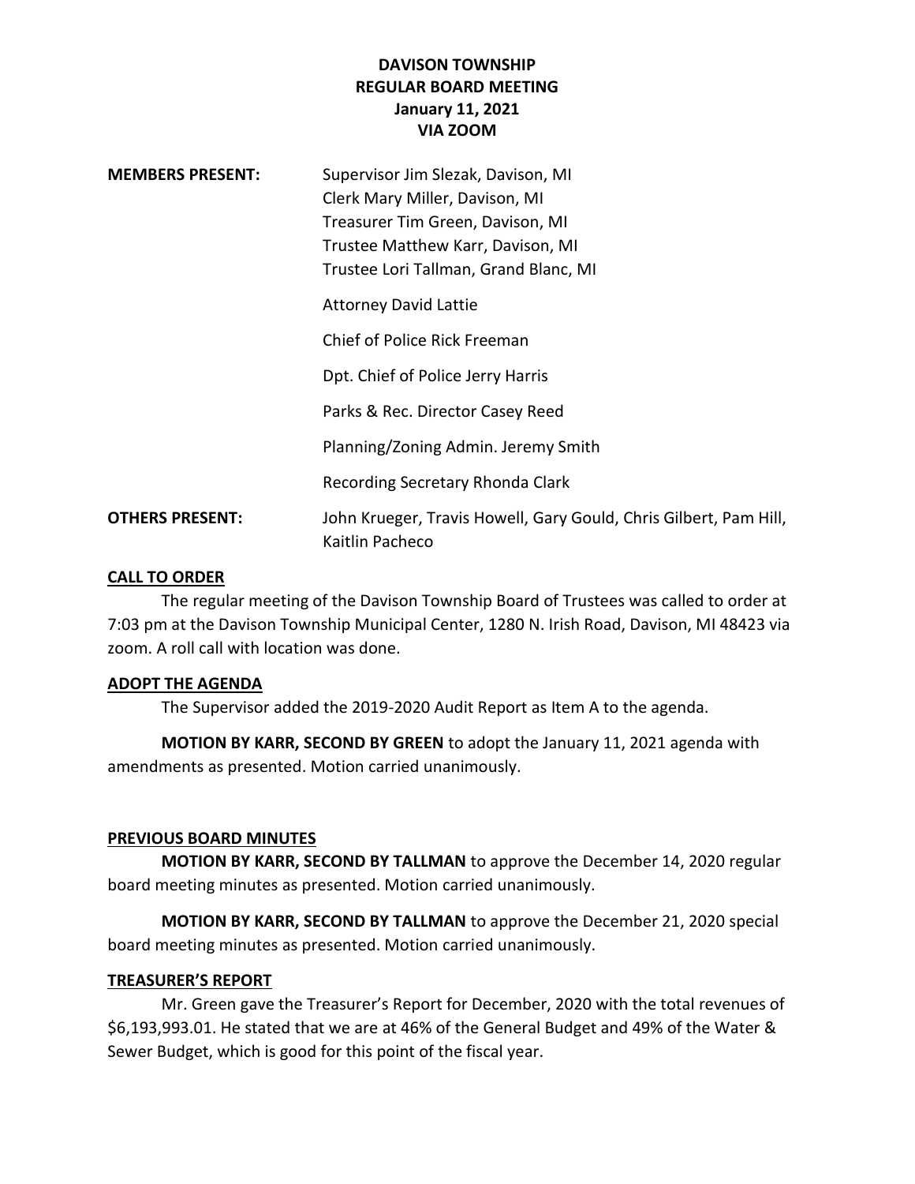**DAVISON TOWNSHIP**
**REGULAR BOARD MEETING**
**January 11, 2021**
**VIA ZOOM**

**MEMBERS PRESENT:** Supervisor Jim Slezak, Davison, MI
Clerk Mary Miller, Davison, MI
Treasurer Tim Green, Davison, MI
Trustee Matthew Karr, Davison, MI
Trustee Lori Tallman, Grand Blanc, MI

Attorney David Lattie

Chief of Police Rick Freeman

Dpt. Chief of Police Jerry Harris

Parks & Rec. Director Casey Reed

Planning/Zoning Admin. Jeremy Smith

Recording Secretary Rhonda Clark

**OTHERS PRESENT:** John Krueger, Travis Howell, Gary Gould, Chris Gilbert, Pam Hill, Kaitlin Pacheco

## CALL TO ORDER

The regular meeting of the Davison Township Board of Trustees was called to order at 7:03 pm at the Davison Township Municipal Center, 1280 N. Irish Road, Davison, MI 48423 via zoom. A roll call with location was done.

## ADOPT THE AGENDA

The Supervisor added the 2019-2020 Audit Report as Item A to the agenda.

**MOTION BY KARR, SECOND BY GREEN** to adopt the January 11, 2021 agenda with amendments as presented. Motion carried unanimously.

## PREVIOUS BOARD MINUTES

**MOTION BY KARR, SECOND BY TALLMAN** to approve the December 14, 2020 regular board meeting minutes as presented. Motion carried unanimously.

**MOTION BY KARR, SECOND BY TALLMAN** to approve the December 21, 2020 special board meeting minutes as presented. Motion carried unanimously.

## TREASURER'S REPORT

Mr. Green gave the Treasurer's Report for December, 2020 with the total revenues of $6,193,993.01. He stated that we are at 46% of the General Budget and 49% of the Water & Sewer Budget, which is good for this point of the fiscal year.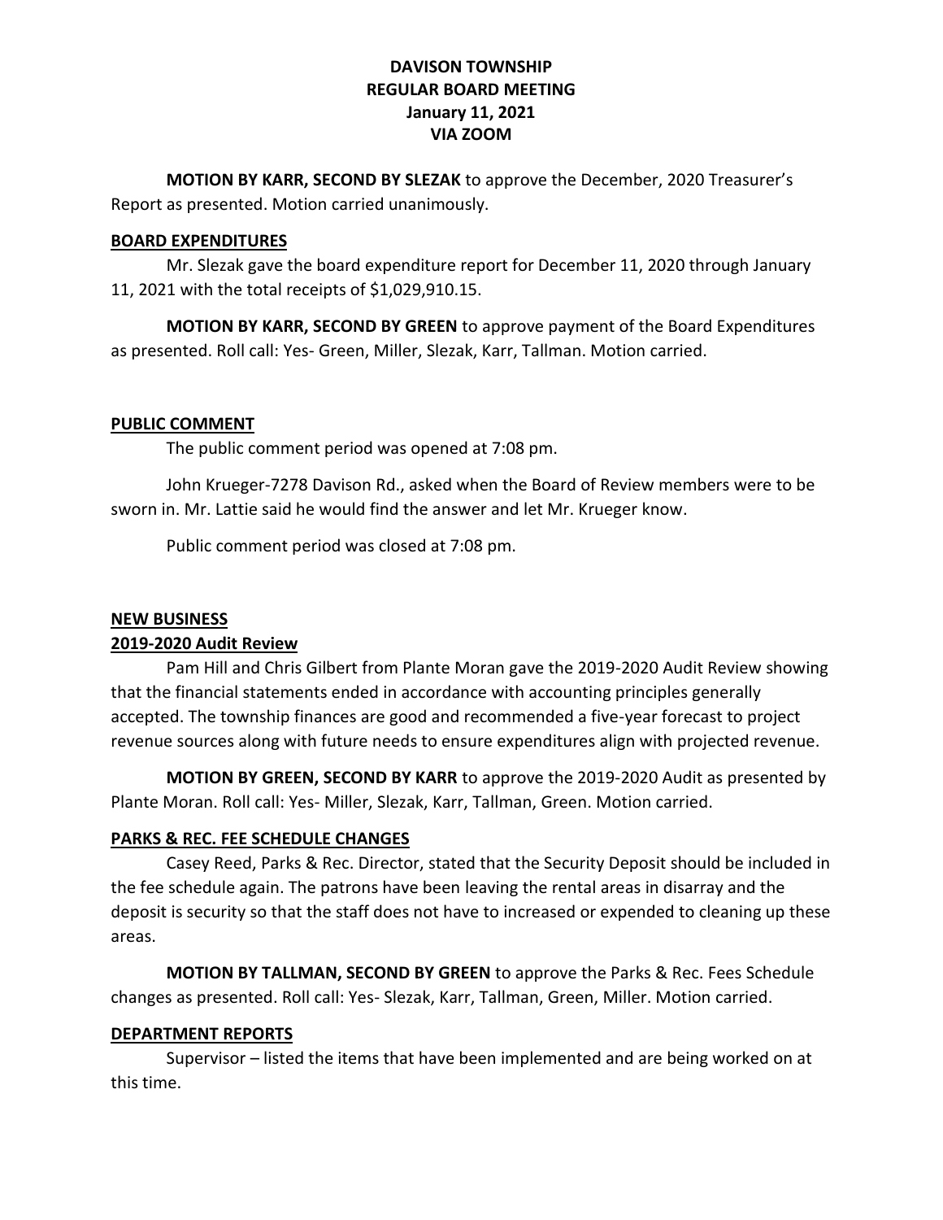# DAVISON TOWNSHIP
## REGULAR BOARD MEETING
## January 11, 2021
## VIA ZOOM

**MOTION BY KARR, SECOND BY SLEZAK** to approve the December, 2020 Treasurer's Report as presented. Motion carried unanimously.

### BOARD EXPENDITURES

Mr. Slezak gave the board expenditure report for December 11, 2020 through January 11, 2021 with the total receipts of $1,029,910.15.

**MOTION BY KARR, SECOND BY GREEN** to approve payment of the Board Expenditures as presented. Roll call: Yes- Green, Miller, Slezak, Karr, Tallman. Motion carried.

### PUBLIC COMMENT

The public comment period was opened at 7:08 pm.

John Krueger-7278 Davison Rd., asked when the Board of Review members were to be sworn in. Mr. Lattie said he would find the answer and let Mr. Krueger know.

Public comment period was closed at 7:08 pm.

### NEW BUSINESS

### 2019-2020 Audit Review

Pam Hill and Chris Gilbert from Plante Moran gave the 2019-2020 Audit Review showing that the financial statements ended in accordance with accounting principles generally accepted. The township finances are good and recommended a five-year forecast to project revenue sources along with future needs to ensure expenditures align with projected revenue.

**MOTION BY GREEN, SECOND BY KARR** to approve the 2019-2020 Audit as presented by Plante Moran. Roll call: Yes- Miller, Slezak, Karr, Tallman, Green. Motion carried.

### PARKS & REC. FEE SCHEDULE CHANGES

Casey Reed, Parks & Rec. Director, stated that the Security Deposit should be included in the fee schedule again. The patrons have been leaving the rental areas in disarray and the deposit is security so that the staff does not have to increased or expended to cleaning up these areas.

**MOTION BY TALLMAN, SECOND BY GREEN** to approve the Parks & Rec. Fees Schedule changes as presented. Roll call: Yes- Slezak, Karr, Tallman, Green, Miller. Motion carried.

### DEPARTMENT REPORTS

Supervisor – listed the items that have been implemented and are being worked on at this time.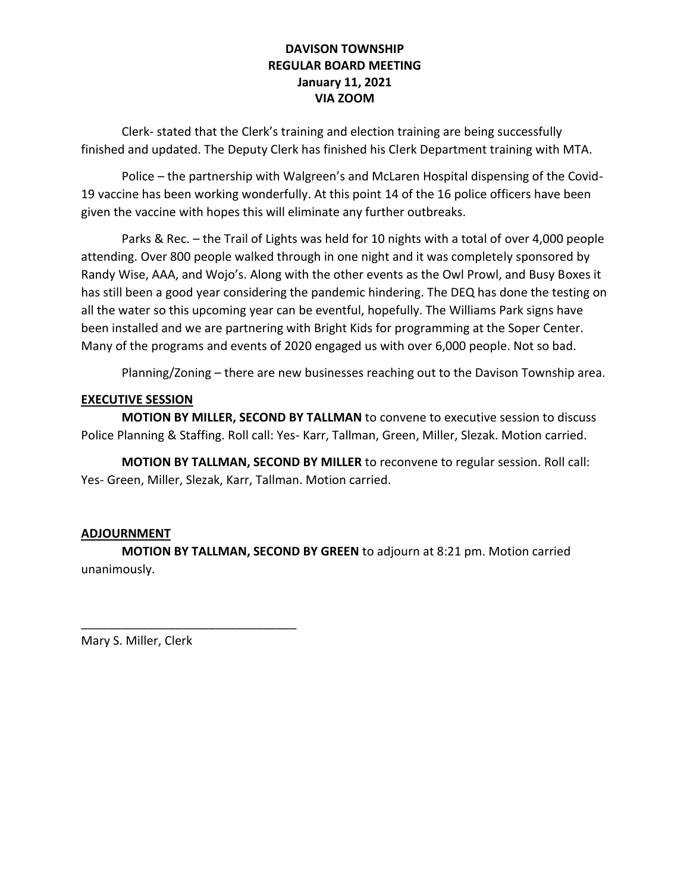**DAVISON TOWNSHIP**
**REGULAR BOARD MEETING**
**January 11, 2021**
**VIA ZOOM**

Clerk- stated that the Clerk's training and election training are being successfully finished and updated. The Deputy Clerk has finished his Clerk Department training with MTA.

Police – the partnership with Walgreen's and McLaren Hospital dispensing of the Covid-19 vaccine has been working wonderfully. At this point 14 of the 16 police officers have been given the vaccine with hopes this will eliminate any further outbreaks.

Parks & Rec. – the Trail of Lights was held for 10 nights with a total of over 4,000 people attending. Over 800 people walked through in one night and it was completely sponsored by Randy Wise, AAA, and Wojo's. Along with the other events as the Owl Prowl, and Busy Boxes it has still been a good year considering the pandemic hindering. The DEQ has done the testing on all the water so this upcoming year can be eventful, hopefully. The Williams Park signs have been installed and we are partnering with Bright Kids for programming at the Soper Center. Many of the programs and events of 2020 engaged us with over 6,000 people. Not so bad.

Planning/Zoning – there are new businesses reaching out to the Davison Township area.

**EXECUTIVE SESSION**

**MOTION BY MILLER, SECOND BY TALLMAN** to convene to executive session to discuss Police Planning & Staffing. Roll call: Yes- Karr, Tallman, Green, Miller, Slezak. Motion carried.

**MOTION BY TALLMAN, SECOND BY MILLER** to reconvene to regular session. Roll call: Yes- Green, Miller, Slezak, Karr, Tallman. Motion carried.

**ADJOURNMENT**

**MOTION BY TALLMAN, SECOND BY GREEN** to adjourn at 8:21 pm. Motion carried unanimously.

________________________________

Mary S. Miller, Clerk